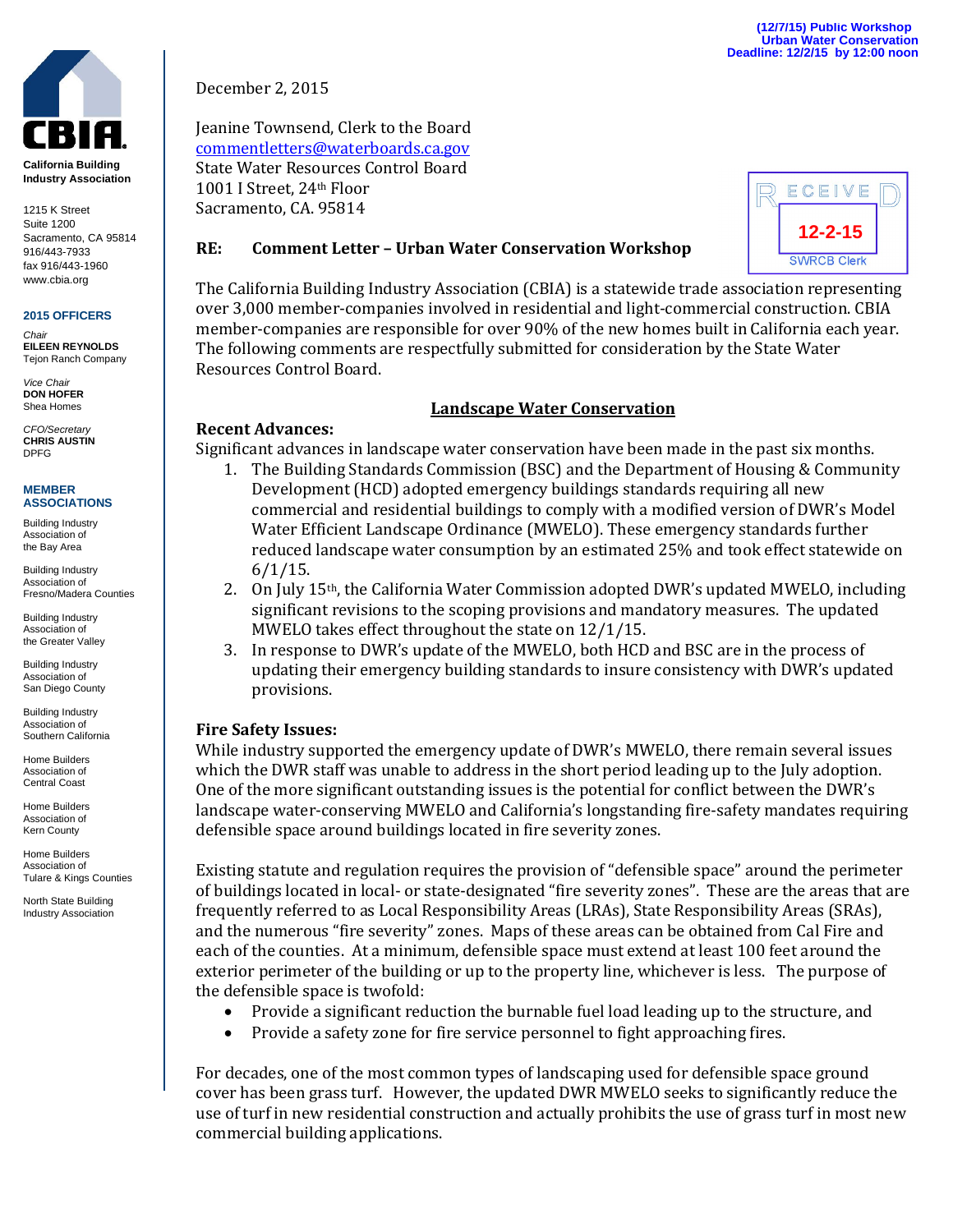(12/7/15) Public Workshop
Urban Water Conservation
Deadline: 12/2/15 by 12:00 noon

**CBIA**
**California Building Industry Association**

1215 K Street
Suite 1200
Sacramento, CA 95814
916/443-7933
fax 916/443-1960
www.cbia.org

**2015 OFFICERS**

*Chair*
**EILEEN REYNOLDS**
Tejon Ranch Company

*Vice Chair*
**DON HOFER**
Shea Homes

*CFO/Secretary*
**CHRIS AUSTIN**
DPFG

**MEMBER ASSOCIATIONS**

Building Industry Association of the Bay Area

Building Industry Association of Fresno/Madera Counties

Building Industry Association of the Greater Valley

Building Industry Association of San Diego County

Building Industry Association of Southern California

Home Builders Association of Central Coast

Home Builders Association of Kern County

Home Builders Association of Tulare & Kings Counties

North State Building Industry Association

RECEIVED
12-2-15
SWRCB Clerk

December 2, 2015

Jeanine Townsend, Clerk to the Board
commentletters@waterboards.ca.gov
State Water Resources Control Board
1001 I Street, 24th Floor
Sacramento, CA. 95814

**RE: Comment Letter – Urban Water Conservation Workshop**

The California Building Industry Association (CBIA) is a statewide trade association representing over 3,000 member-companies involved in residential and light-commercial construction. CBIA member-companies are responsible for over 90% of the new homes built in California each year. The following comments are respectfully submitted for consideration by the State Water Resources Control Board.

## Landscape Water Conservation

**Recent Advances:**

Significant advances in landscape water conservation have been made in the past six months.

1. The Building Standards Commission (BSC) and the Department of Housing & Community Development (HCD) adopted emergency buildings standards requiring all new commercial and residential buildings to comply with a modified version of DWR's Model Water Efficient Landscape Ordinance (MWELO). These emergency standards further reduced landscape water consumption by an estimated 25% and took effect statewide on 6/1/15.
2. On July 15th, the California Water Commission adopted DWR's updated MWELO, including significant revisions to the scoping provisions and mandatory measures. The updated MWELO takes effect throughout the state on 12/1/15.
3. In response to DWR's update of the MWELO, both HCD and BSC are in the process of updating their emergency building standards to insure consistency with DWR's updated provisions.

**Fire Safety Issues:**

While industry supported the emergency update of DWR's MWELO, there remain several issues which the DWR staff was unable to address in the short period leading up to the July adoption. One of the more significant outstanding issues is the potential for conflict between the DWR's landscape water-conserving MWELO and California's longstanding fire-safety mandates requiring defensible space around buildings located in fire severity zones.

Existing statute and regulation requires the provision of "defensible space" around the perimeter of buildings located in local- or state-designated "fire severity zones". These are the areas that are frequently referred to as Local Responsibility Areas (LRAs), State Responsibility Areas (SRAs), and the numerous "fire severity" zones. Maps of these areas can be obtained from Cal Fire and each of the counties. At a minimum, defensible space must extend at least 100 feet around the exterior perimeter of the building or up to the property line, whichever is less. The purpose of the defensible space is twofold:

- Provide a significant reduction the burnable fuel load leading up to the structure, and
- Provide a safety zone for fire service personnel to fight approaching fires.

For decades, one of the most common types of landscaping used for defensible space ground cover has been grass turf. However, the updated DWR MWELO seeks to significantly reduce the use of turf in new residential construction and actually prohibits the use of grass turf in most new commercial building applications.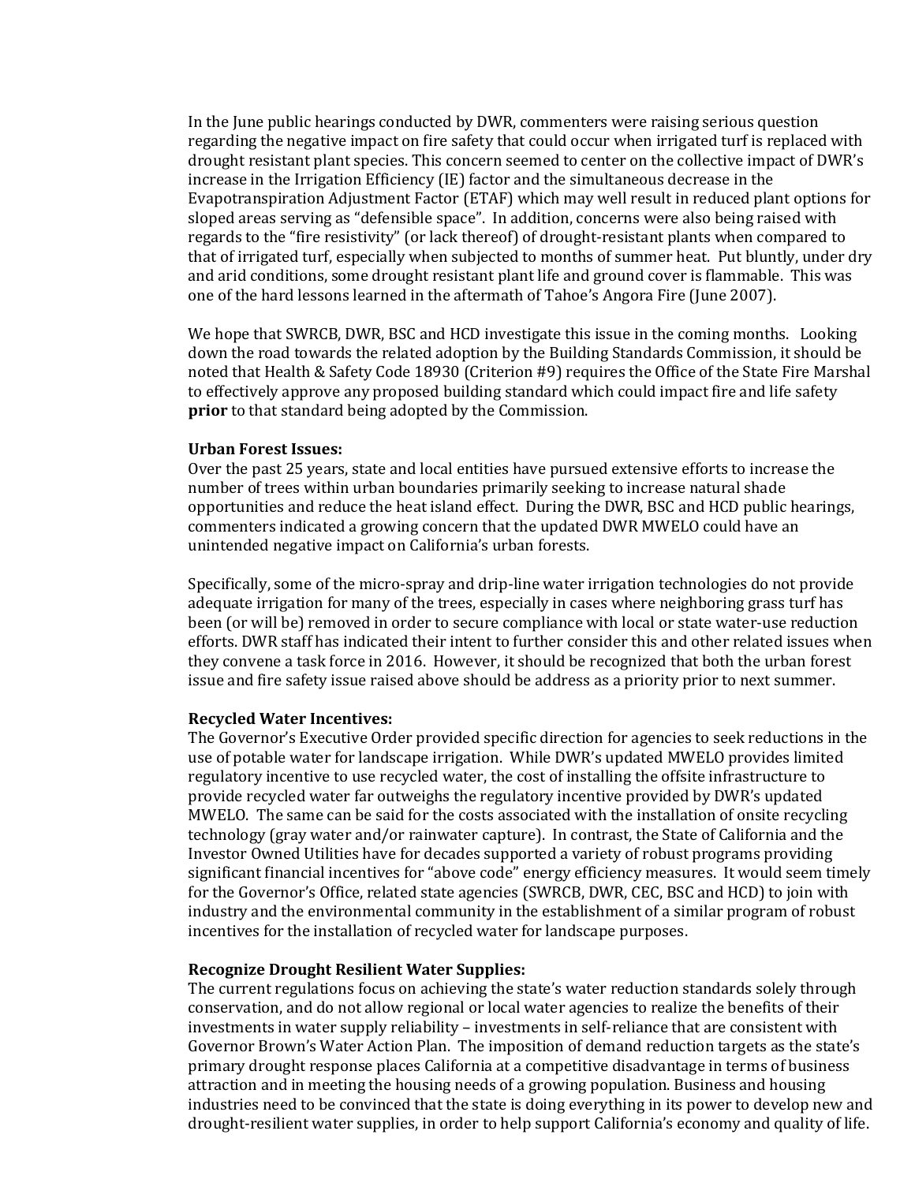In the June public hearings conducted by DWR, commenters were raising serious question regarding the negative impact on fire safety that could occur when irrigated turf is replaced with drought resistant plant species. This concern seemed to center on the collective impact of DWR's increase in the Irrigation Efficiency (IE) factor and the simultaneous decrease in the Evapotranspiration Adjustment Factor (ETAF) which may well result in reduced plant options for sloped areas serving as "defensible space". In addition, concerns were also being raised with regards to the "fire resistivity" (or lack thereof) of drought-resistant plants when compared to that of irrigated turf, especially when subjected to months of summer heat. Put bluntly, under dry and arid conditions, some drought resistant plant life and ground cover is flammable. This was one of the hard lessons learned in the aftermath of Tahoe's Angora Fire (June 2007).

We hope that SWRCB, DWR, BSC and HCD investigate this issue in the coming months. Looking down the road towards the related adoption by the Building Standards Commission, it should be noted that Health & Safety Code 18930 (Criterion #9) requires the Office of the State Fire Marshal to effectively approve any proposed building standard which could impact fire and life safety **prior** to that standard being adopted by the Commission.

**Urban Forest Issues:**
Over the past 25 years, state and local entities have pursued extensive efforts to increase the number of trees within urban boundaries primarily seeking to increase natural shade opportunities and reduce the heat island effect. During the DWR, BSC and HCD public hearings, commenters indicated a growing concern that the updated DWR MWELO could have an unintended negative impact on California's urban forests.

Specifically, some of the micro-spray and drip-line water irrigation technologies do not provide adequate irrigation for many of the trees, especially in cases where neighboring grass turf has been (or will be) removed in order to secure compliance with local or state water-use reduction efforts. DWR staff has indicated their intent to further consider this and other related issues when they convene a task force in 2016. However, it should be recognized that both the urban forest issue and fire safety issue raised above should be address as a priority prior to next summer.

**Recycled Water Incentives:**
The Governor's Executive Order provided specific direction for agencies to seek reductions in the use of potable water for landscape irrigation. While DWR's updated MWELO provides limited regulatory incentive to use recycled water, the cost of installing the offsite infrastructure to provide recycled water far outweighs the regulatory incentive provided by DWR's updated MWELO. The same can be said for the costs associated with the installation of onsite recycling technology (gray water and/or rainwater capture). In contrast, the State of California and the Investor Owned Utilities have for decades supported a variety of robust programs providing significant financial incentives for "above code" energy efficiency measures. It would seem timely for the Governor's Office, related state agencies (SWRCB, DWR, CEC, BSC and HCD) to join with industry and the environmental community in the establishment of a similar program of robust incentives for the installation of recycled water for landscape purposes.

**Recognize Drought Resilient Water Supplies:**
The current regulations focus on achieving the state's water reduction standards solely through conservation, and do not allow regional or local water agencies to realize the benefits of their investments in water supply reliability – investments in self-reliance that are consistent with Governor Brown's Water Action Plan. The imposition of demand reduction targets as the state's primary drought response places California at a competitive disadvantage in terms of business attraction and in meeting the housing needs of a growing population. Business and housing industries need to be convinced that the state is doing everything in its power to develop new and drought-resilient water supplies, in order to help support California's economy and quality of life.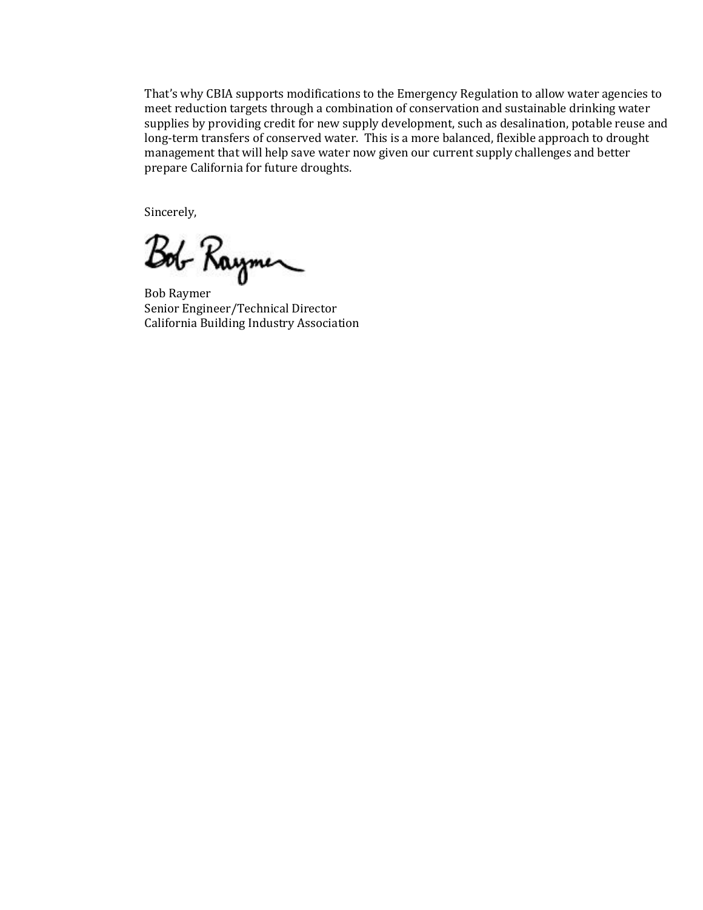That's why CBIA supports modifications to the Emergency Regulation to allow water agencies to meet reduction targets through a combination of conservation and sustainable drinking water supplies by providing credit for new supply development, such as desalination, potable reuse and long-term transfers of conserved water. This is a more balanced, flexible approach to drought management that will help save water now given our current supply challenges and better prepare California for future droughts.

Sincerely,

Bob Raymer

Bob Raymer
Senior Engineer/Technical Director
California Building Industry Association